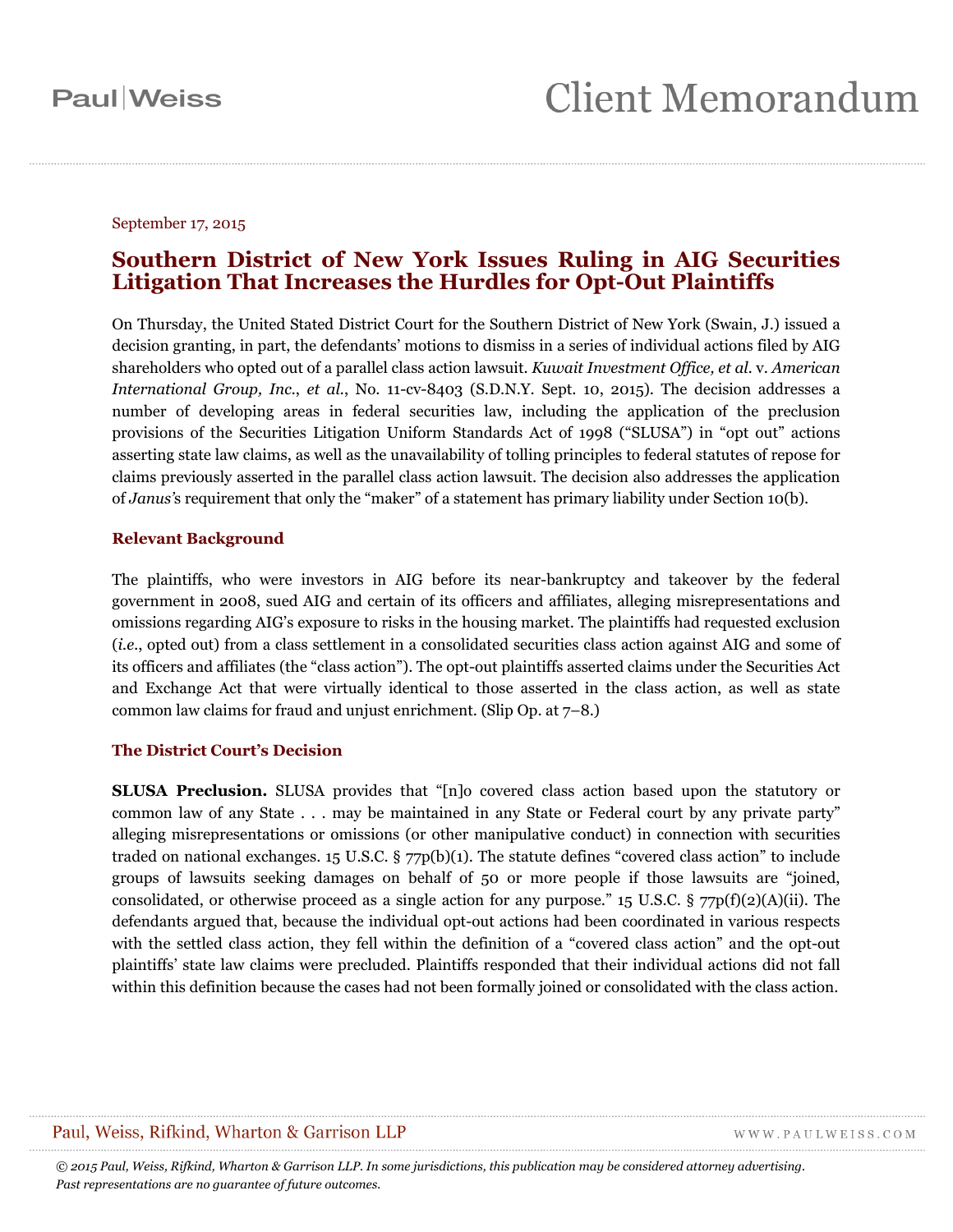Paul|Weiss

# Client Memorandum

September 17, 2015

## Southern District of New York Issues Ruling in AIG Securities Litigation That Increases the Hurdles for Opt-Out Plaintiffs

On Thursday, the United Stated District Court for the Southern District of New York (Swain, J.) issued a decision granting, in part, the defendants' motions to dismiss in a series of individual actions filed by AIG shareholders who opted out of a parallel class action lawsuit. *Kuwait Investment Office, et al.* v. *American International Group, Inc., et al.*, No. 11-cv-8403 (S.D.N.Y. Sept. 10, 2015). The decision addresses a number of developing areas in federal securities law, including the application of the preclusion provisions of the Securities Litigation Uniform Standards Act of 1998 ("SLUSA") in "opt out" actions asserting state law claims, as well as the unavailability of tolling principles to federal statutes of repose for claims previously asserted in the parallel class action lawsuit. The decision also addresses the application of *Janus*'s requirement that only the "maker" of a statement has primary liability under Section 10(b).

### Relevant Background

The plaintiffs, who were investors in AIG before its near-bankruptcy and takeover by the federal government in 2008, sued AIG and certain of its officers and affiliates, alleging misrepresentations and omissions regarding AIG's exposure to risks in the housing market. The plaintiffs had requested exclusion (*i.e.*, opted out) from a class settlement in a consolidated securities class action against AIG and some of its officers and affiliates (the "class action"). The opt-out plaintiffs asserted claims under the Securities Act and Exchange Act that were virtually identical to those asserted in the class action, as well as state common law claims for fraud and unjust enrichment. (Slip Op. at 7–8.)

### The District Court's Decision

**SLUSA Preclusion.** SLUSA provides that "[n]o covered class action based upon the statutory or common law of any State . . . may be maintained in any State or Federal court by any private party" alleging misrepresentations or omissions (or other manipulative conduct) in connection with securities traded on national exchanges. 15 U.S.C. § 77p(b)(1). The statute defines "covered class action" to include groups of lawsuits seeking damages on behalf of 50 or more people if those lawsuits are "joined, consolidated, or otherwise proceed as a single action for any purpose." 15 U.S.C. § 77p(f)(2)(A)(ii). The defendants argued that, because the individual opt-out actions had been coordinated in various respects with the settled class action, they fell within the definition of a "covered class action" and the opt-out plaintiffs' state law claims were precluded. Plaintiffs responded that their individual actions did not fall within this definition because the cases had not been formally joined or consolidated with the class action.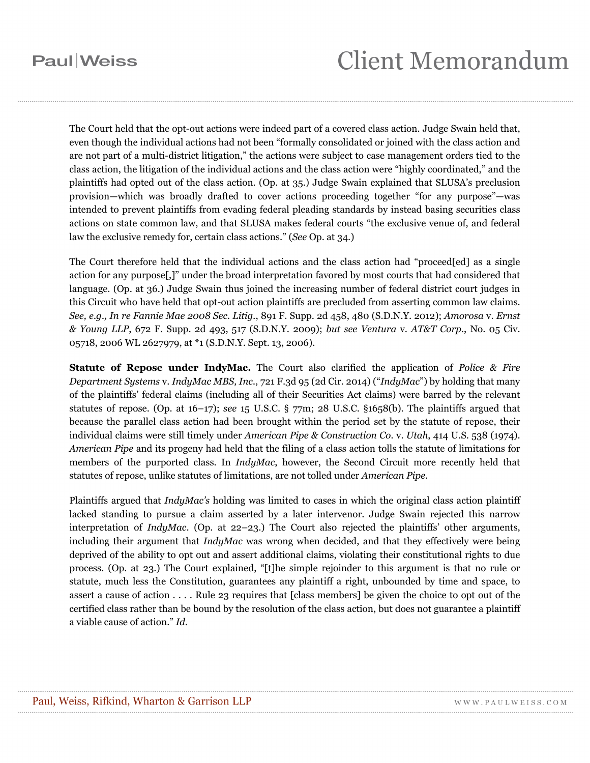The Court held that the opt-out actions were indeed part of a covered class action. Judge Swain held that, even though the individual actions had not been "formally consolidated or joined with the class action and are not part of a multi-district litigation," the actions were subject to case management orders tied to the class action, the litigation of the individual actions and the class action were "highly coordinated," and the plaintiffs had opted out of the class action. (Op. at 35.) Judge Swain explained that SLUSA's preclusion provision—which was broadly drafted to cover actions proceeding together "for any purpose"—was intended to prevent plaintiffs from evading federal pleading standards by instead basing securities class actions on state common law, and that SLUSA makes federal courts "the exclusive venue of, and federal law the exclusive remedy for, certain class actions." (*See* Op. at 34.)

The Court therefore held that the individual actions and the class action had "proceed[ed] as a single action for any purpose[,]" under the broad interpretation favored by most courts that had considered that language. (Op. at 36.) Judge Swain thus joined the increasing number of federal district court judges in this Circuit who have held that opt-out action plaintiffs are precluded from asserting common law claims. *See, e.g., In re Fannie Mae 2008 Sec. Litig.*, 891 F. Supp. 2d 458, 480 (S.D.N.Y. 2012); *Amorosa* v. *Ernst & Young LLP*, 672 F. Supp. 2d 493, 517 (S.D.N.Y. 2009); *but see Ventura* v. *AT&T Corp.*, No. 05 Civ. 05718, 2006 WL 2627979, at *1 (S.D.N.Y. Sept. 13, 2006).

**Statute of Repose under IndyMac.** The Court also clarified the application of *Police & Fire Department Systems* v. *IndyMac MBS, Inc.*, 721 F.3d 95 (2d Cir. 2014) ("*IndyMac*") by holding that many of the plaintiffs' federal claims (including all of their Securities Act claims) were barred by the relevant statutes of repose. (Op. at 16–17); *see* 15 U.S.C. § 77m; 28 U.S.C. §1658(b). The plaintiffs argued that because the parallel class action had been brought within the period set by the statute of repose, their individual claims were still timely under *American Pipe & Construction Co.* v. *Utah*, 414 U.S. 538 (1974). *American Pipe* and its progeny had held that the filing of a class action tolls the statute of limitations for members of the purported class. In *IndyMac*, however, the Second Circuit more recently held that statutes of repose, unlike statutes of limitations, are not tolled under *American Pipe*.

Plaintiffs argued that *IndyMac's* holding was limited to cases in which the original class action plaintiff lacked standing to pursue a claim asserted by a later intervenor. Judge Swain rejected this narrow interpretation of *IndyMac*. (Op. at 22–23.) The Court also rejected the plaintiffs' other arguments, including their argument that *IndyMac* was wrong when decided, and that they effectively were being deprived of the ability to opt out and assert additional claims, violating their constitutional rights to due process. (Op. at 23.) The Court explained, "[t]he simple rejoinder to this argument is that no rule or statute, much less the Constitution, guarantees any plaintiff a right, unbounded by time and space, to assert a cause of action . . . . Rule 23 requires that [class members] be given the choice to opt out of the certified class rather than be bound by the resolution of the class action, but does not guarantee a plaintiff a viable cause of action." *Id.*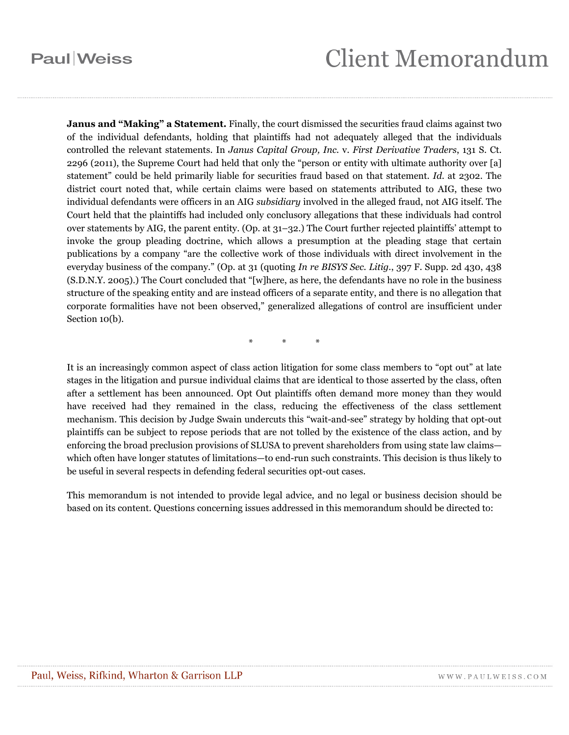**Janus and "Making" a Statement.** Finally, the court dismissed the securities fraud claims against two of the individual defendants, holding that plaintiffs had not adequately alleged that the individuals controlled the relevant statements. In *Janus Capital Group, Inc.* v. *First Derivative Traders*, 131 S. Ct. 2296 (2011), the Supreme Court had held that only the "person or entity with ultimate authority over [a] statement" could be held primarily liable for securities fraud based on that statement. *Id.* at 2302. The district court noted that, while certain claims were based on statements attributed to AIG, these two individual defendants were officers in an AIG *subsidiary* involved in the alleged fraud, not AIG itself. The Court held that the plaintiffs had included only conclusory allegations that these individuals had control over statements by AIG, the parent entity. (Op. at 31–32.) The Court further rejected plaintiffs' attempt to invoke the group pleading doctrine, which allows a presumption at the pleading stage that certain publications by a company "are the collective work of those individuals with direct involvement in the everyday business of the company." (Op. at 31 (quoting *In re BISYS Sec. Litig.*, 397 F. Supp. 2d 430, 438 (S.D.N.Y. 2005).) The Court concluded that "[w]here, as here, the defendants have no role in the business structure of the speaking entity and are instead officers of a separate entity, and there is no allegation that corporate formalities have not been observed," generalized allegations of control are insufficient under Section 10(b).

\* \* \*

It is an increasingly common aspect of class action litigation for some class members to "opt out" at late stages in the litigation and pursue individual claims that are identical to those asserted by the class, often after a settlement has been announced. Opt Out plaintiffs often demand more money than they would have received had they remained in the class, reducing the effectiveness of the class settlement mechanism. This decision by Judge Swain undercuts this "wait-and-see" strategy by holding that opt-out plaintiffs can be subject to repose periods that are not tolled by the existence of the class action, and by enforcing the broad preclusion provisions of SLUSA to prevent shareholders from using state law claims—which often have longer statutes of limitations—to end-run such constraints. This decision is thus likely to be useful in several respects in defending federal securities opt-out cases.

This memorandum is not intended to provide legal advice, and no legal or business decision should be based on its content. Questions concerning issues addressed in this memorandum should be directed to: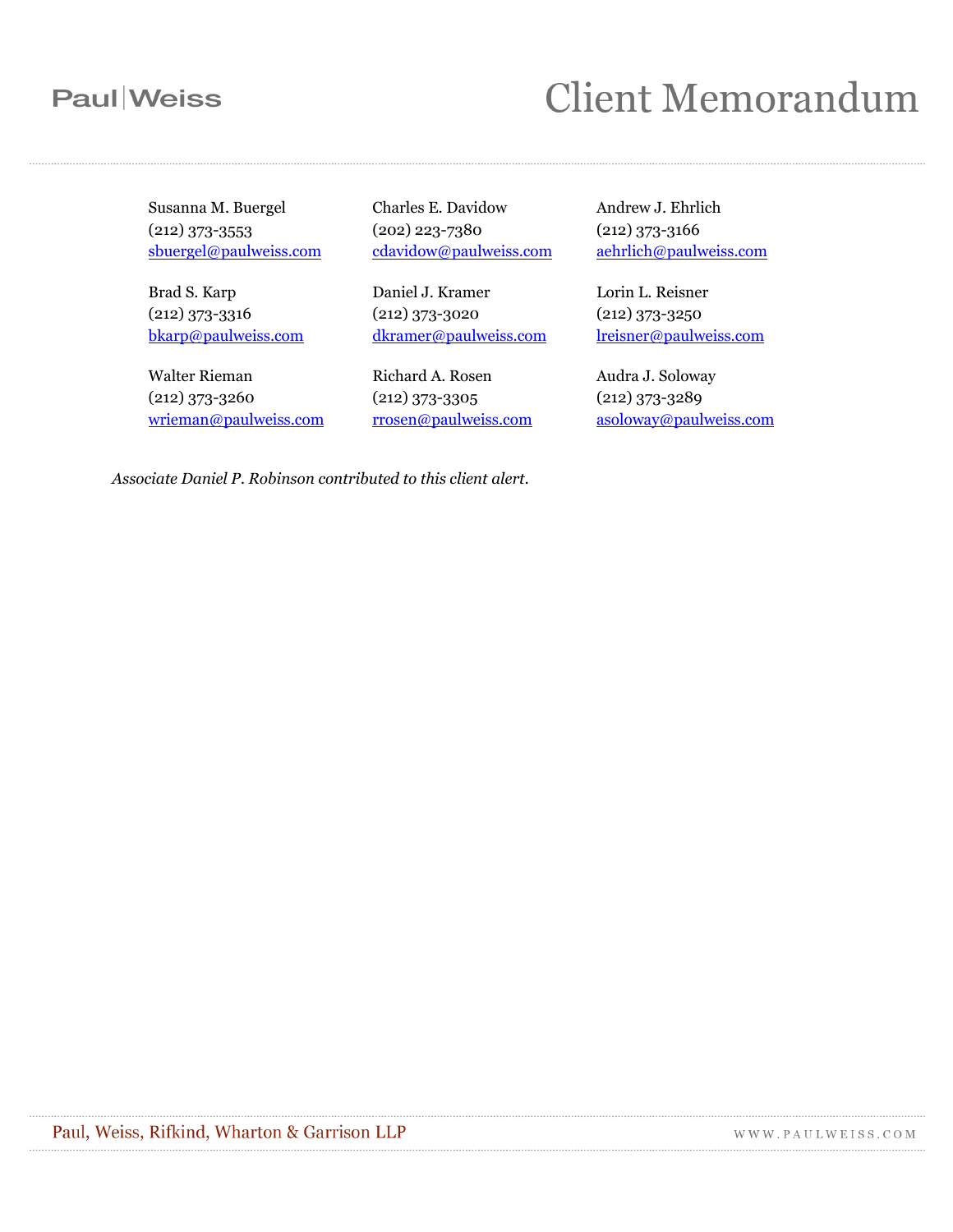| | | |
|---|---|---|
| Susanna M. Buergel<br>(212) 373-3553<br>sbuergel@paulweiss.com | Charles E. Davidow<br>(202) 223-7380<br>cdavidow@paulweiss.com | Andrew J. Ehrlich<br>(212) 373-3166<br>aehrlich@paulweiss.com |
| Brad S. Karp<br>(212) 373-3316<br>bkarp@paulweiss.com | Daniel J. Kramer<br>(212) 373-3020<br>dkramer@paulweiss.com | Lorin L. Reisner<br>(212) 373-3250<br>lreisner@paulweiss.com |
| Walter Rieman<br>(212) 373-3260<br>wrieman@paulweiss.com | Richard A. Rosen<br>(212) 373-3305<br>rrosen@paulweiss.com | Audra J. Soloway<br>(212) 373-3289<br>asoloway@paulweiss.com |

*Associate Daniel P. Robinson contributed to this client alert.*